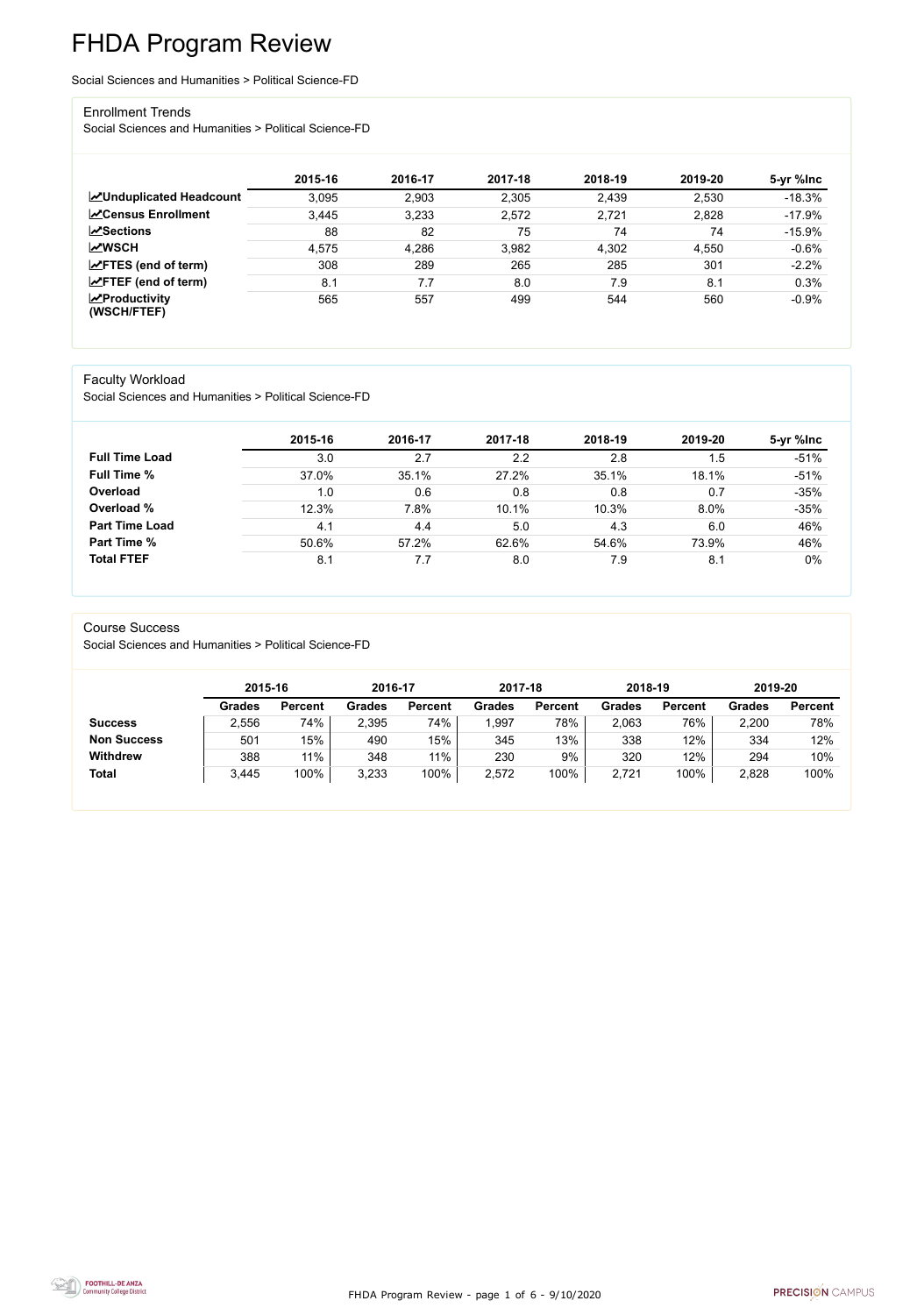# FHDA Program Review

Social Sciences and Humanities > Political Science-FD

## Enrollment Trends

Social Sciences and Humanities > Political Science-FD

| | 2015-16 | 2016-17 | 2017-18 | 2018-19 | 2019-20 | 5-yr %Inc |
|---|---|---|---|---|---|---|
| **Unduplicated Headcount** | 3,095 | 2,903 | 2,305 | 2,439 | 2,530 | -18.3% |
| **Census Enrollment** | 3,445 | 3,233 | 2,572 | 2,721 | 2,828 | -17.9% |
| **Sections** | 88 | 82 | 75 | 74 | 74 | -15.9% |
| **WSCH** | 4,575 | 4,286 | 3,982 | 4,302 | 4,550 | -0.6% |
| **FTES (end of term)** | 308 | 289 | 265 | 285 | 301 | -2.2% |
| **FTEF (end of term)** | 8.1 | 7.7 | 8.0 | 7.9 | 8.1 | 0.3% |
| **Productivity (WSCH/FTEF)** | 565 | 557 | 499 | 544 | 560 | -0.9% |

## Faculty Workload

Social Sciences and Humanities > Political Science-FD

| | 2015-16 | 2016-17 | 2017-18 | 2018-19 | 2019-20 | 5-yr %Inc |
|---|---|---|---|---|---|---|
| **Full Time Load** | 3.0 | 2.7 | 2.2 | 2.8 | 1.5 | -51% |
| **Full Time %** | 37.0% | 35.1% | 27.2% | 35.1% | 18.1% | -51% |
| **Overload** | 1.0 | 0.6 | 0.8 | 0.8 | 0.7 | -35% |
| **Overload %** | 12.3% | 7.8% | 10.1% | 10.3% | 8.0% | -35% |
| **Part Time Load** | 4.1 | 4.4 | 5.0 | 4.3 | 6.0 | 46% |
| **Part Time %** | 50.6% | 57.2% | 62.6% | 54.6% | 73.9% | 46% |
| **Total FTEF** | 8.1 | 7.7 | 8.0 | 7.9 | 8.1 | 0% |

## Course Success

Social Sciences and Humanities > Political Science-FD

| | 2015-16 | | 2016-17 | | 2017-18 | | 2018-19 | | 2019-20 | |
|---|---|---|---|---|---|---|---|---|---|---|
| | **Grades** | **Percent** | **Grades** | **Percent** | **Grades** | **Percent** | **Grades** | **Percent** | **Grades** | **Percent** |
| **Success** | 2,556 | 74% | 2,395 | 74% | 1,997 | 78% | 2,063 | 76% | 2,200 | 78% |
| **Non Success** | 501 | 15% | 490 | 15% | 345 | 13% | 338 | 12% | 334 | 12% |
| **Withdrew** | 388 | 11% | 348 | 11% | 230 | 9% | 320 | 12% | 294 | 10% |
| **Total** | 3,445 | 100% | 3,233 | 100% | 2,572 | 100% | 2,721 | 100% | 2,828 | 100% |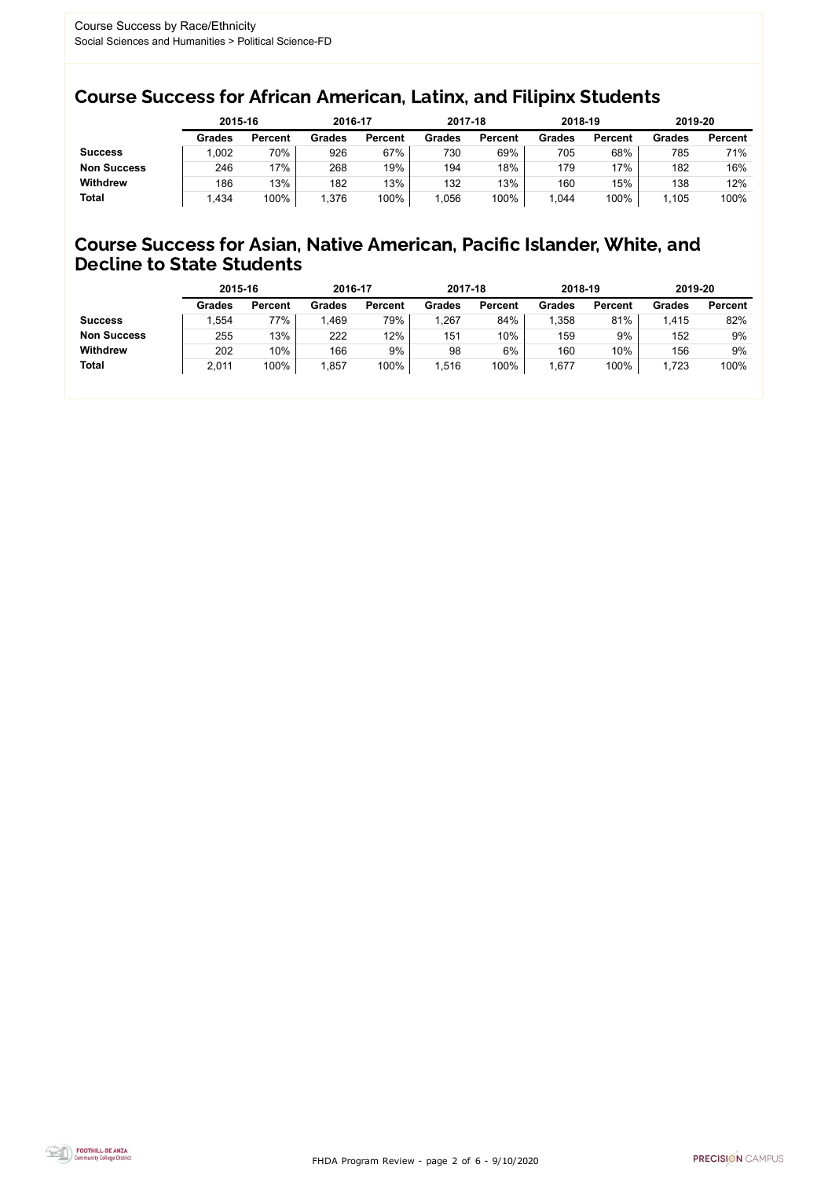Course Success by Race/Ethnicity
Social Sciences and Humanities > Political Science-FD

## Course Success for African American, Latinx, and Filipinx Students

| | 2015-16 | | 2016-17 | | 2017-18 | | 2018-19 | | 2019-20 | |
|---|---|---|---|---|---|---|---|---|---|---|
| | **Grades** | **Percent** | **Grades** | **Percent** | **Grades** | **Percent** | **Grades** | **Percent** | **Grades** | **Percent** |
| **Success** | 1,002 | 70% | 926 | 67% | 730 | 69% | 705 | 68% | 785 | 71% |
| **Non Success** | 246 | 17% | 268 | 19% | 194 | 18% | 179 | 17% | 182 | 16% |
| **Withdrew** | 186 | 13% | 182 | 13% | 132 | 13% | 160 | 15% | 138 | 12% |
| **Total** | 1,434 | 100% | 1,376 | 100% | 1,056 | 100% | 1,044 | 100% | 1,105 | 100% |

## Course Success for Asian, Native American, Pacific Islander, White, and Decline to State Students

| | 2015-16 | | 2016-17 | | 2017-18 | | 2018-19 | | 2019-20 | |
|---|---|---|---|---|---|---|---|---|---|---|
| | **Grades** | **Percent** | **Grades** | **Percent** | **Grades** | **Percent** | **Grades** | **Percent** | **Grades** | **Percent** |
| **Success** | 1,554 | 77% | 1,469 | 79% | 1,267 | 84% | 1,358 | 81% | 1,415 | 82% |
| **Non Success** | 255 | 13% | 222 | 12% | 151 | 10% | 159 | 9% | 152 | 9% |
| **Withdrew** | 202 | 10% | 166 | 9% | 98 | 6% | 160 | 10% | 156 | 9% |
| **Total** | 2,011 | 100% | 1,857 | 100% | 1,516 | 100% | 1,677 | 100% | 1,723 | 100% |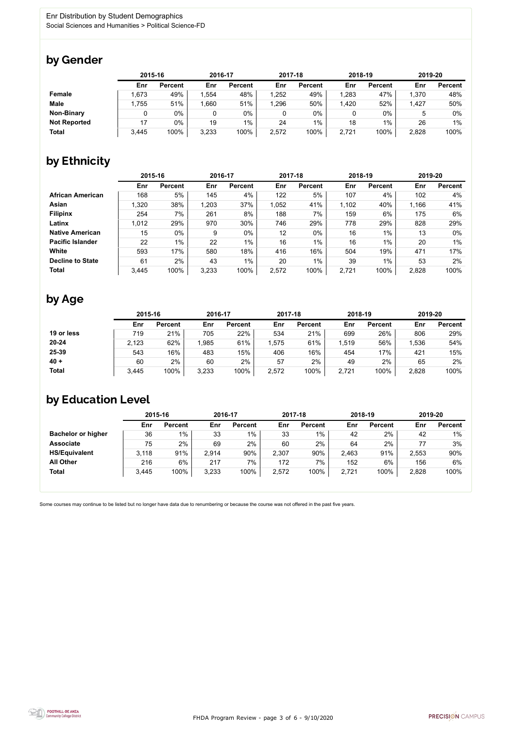Enr Distribution by Student Demographics

Social Sciences and Humanities > Political Science-FD

## by Gender

| | 2015-16 | | 2016-17 | | 2017-18 | | 2018-19 | | 2019-20 | |
|---|---|---|---|---|---|---|---|---|---|---|
| | Enr | Percent | Enr | Percent | Enr | Percent | Enr | Percent | Enr | Percent |
| **Female** | 1,673 | 49% | 1,554 | 48% | 1,252 | 49% | 1,283 | 47% | 1,370 | 48% |
| **Male** | 1,755 | 51% | 1,660 | 51% | 1,296 | 50% | 1,420 | 52% | 1,427 | 50% |
| **Non-Binary** | 0 | 0% | 0 | 0% | 0 | 0% | 0 | 0% | 5 | 0% |
| **Not Reported** | 17 | 0% | 19 | 1% | 24 | 1% | 18 | 1% | 26 | 1% |
| **Total** | 3,445 | 100% | 3,233 | 100% | 2,572 | 100% | 2,721 | 100% | 2,828 | 100% |

## by Ethnicity

| | 2015-16 | | 2016-17 | | 2017-18 | | 2018-19 | | 2019-20 | |
|---|---|---|---|---|---|---|---|---|---|---|
| | Enr | Percent | Enr | Percent | Enr | Percent | Enr | Percent | Enr | Percent |
| **African American** | 168 | 5% | 145 | 4% | 122 | 5% | 107 | 4% | 102 | 4% |
| **Asian** | 1,320 | 38% | 1,203 | 37% | 1,052 | 41% | 1,102 | 40% | 1,166 | 41% |
| **Filipinx** | 254 | 7% | 261 | 8% | 188 | 7% | 159 | 6% | 175 | 6% |
| **Latinx** | 1,012 | 29% | 970 | 30% | 746 | 29% | 778 | 29% | 828 | 29% |
| **Native American** | 15 | 0% | 9 | 0% | 12 | 0% | 16 | 1% | 13 | 0% |
| **Pacific Islander** | 22 | 1% | 22 | 1% | 16 | 1% | 16 | 1% | 20 | 1% |
| **White** | 593 | 17% | 580 | 18% | 416 | 16% | 504 | 19% | 471 | 17% |
| **Decline to State** | 61 | 2% | 43 | 1% | 20 | 1% | 39 | 1% | 53 | 2% |
| **Total** | 3,445 | 100% | 3,233 | 100% | 2,572 | 100% | 2,721 | 100% | 2,828 | 100% |

## by Age

| | 2015-16 | | 2016-17 | | 2017-18 | | 2018-19 | | 2019-20 | |
|---|---|---|---|---|---|---|---|---|---|---|
| | Enr | Percent | Enr | Percent | Enr | Percent | Enr | Percent | Enr | Percent |
| **19 or less** | 719 | 21% | 705 | 22% | 534 | 21% | 699 | 26% | 806 | 29% |
| **20-24** | 2,123 | 62% | 1,985 | 61% | 1,575 | 61% | 1,519 | 56% | 1,536 | 54% |
| **25-39** | 543 | 16% | 483 | 15% | 406 | 16% | 454 | 17% | 421 | 15% |
| **40 +** | 60 | 2% | 60 | 2% | 57 | 2% | 49 | 2% | 65 | 2% |
| **Total** | 3,445 | 100% | 3,233 | 100% | 2,572 | 100% | 2,721 | 100% | 2,828 | 100% |

## by Education Level

| | 2015-16 | | 2016-17 | | 2017-18 | | 2018-19 | | 2019-20 | |
|---|---|---|---|---|---|---|---|---|---|---|
| | Enr | Percent | Enr | Percent | Enr | Percent | Enr | Percent | Enr | Percent |
| **Bachelor or higher** | 36 | 1% | 33 | 1% | 33 | 1% | 42 | 2% | 42 | 1% |
| **Associate** | 75 | 2% | 69 | 2% | 60 | 2% | 64 | 2% | 77 | 3% |
| **HS/Equivalent** | 3,118 | 91% | 2,914 | 90% | 2,307 | 90% | 2,463 | 91% | 2,553 | 90% |
| **All Other** | 216 | 6% | 217 | 7% | 172 | 7% | 152 | 6% | 156 | 6% |
| **Total** | 3,445 | 100% | 3,233 | 100% | 2,572 | 100% | 2,721 | 100% | 2,828 | 100% |

Some courses may continue to be listed but no longer have data due to renumbering or because the course was not offered in the past five years.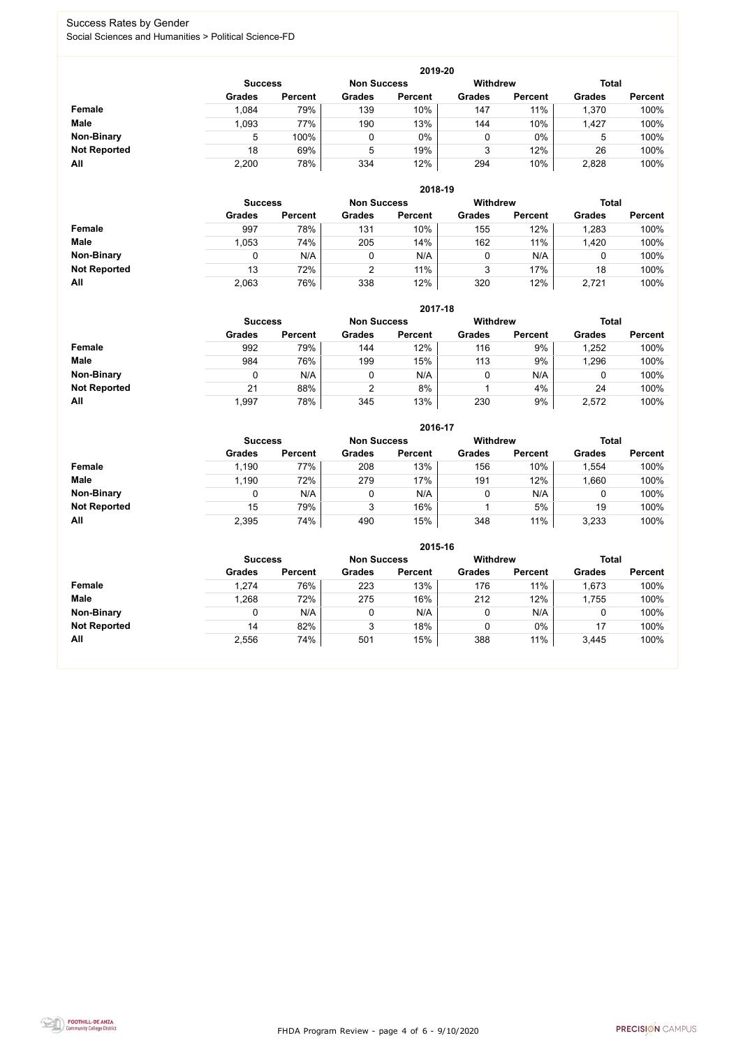# Success Rates by Gender

Social Sciences and Humanities > Political Science-FD

### 2019-20

| | Success | | Non Success | | Withdrew | | Total | |
|---|---|---|---|---|---|---|---|---|
| | Grades | Percent | Grades | Percent | Grades | Percent | Grades | Percent |
| **Female** | 1,084 | 79% | 139 | 10% | 147 | 11% | 1,370 | 100% |
| **Male** | 1,093 | 77% | 190 | 13% | 144 | 10% | 1,427 | 100% |
| **Non-Binary** | 5 | 100% | 0 | 0% | 0 | 0% | 5 | 100% |
| **Not Reported** | 18 | 69% | 5 | 19% | 3 | 12% | 26 | 100% |
| **All** | 2,200 | 78% | 334 | 12% | 294 | 10% | 2,828 | 100% |

### 2018-19

| | Success | | Non Success | | Withdrew | | Total | |
|---|---|---|---|---|---|---|---|---|
| | Grades | Percent | Grades | Percent | Grades | Percent | Grades | Percent |
| **Female** | 997 | 78% | 131 | 10% | 155 | 12% | 1,283 | 100% |
| **Male** | 1,053 | 74% | 205 | 14% | 162 | 11% | 1,420 | 100% |
| **Non-Binary** | 0 | N/A | 0 | N/A | 0 | N/A | 0 | 100% |
| **Not Reported** | 13 | 72% | 2 | 11% | 3 | 17% | 18 | 100% |
| **All** | 2,063 | 76% | 338 | 12% | 320 | 12% | 2,721 | 100% |

### 2017-18

| | Success | | Non Success | | Withdrew | | Total | |
|---|---|---|---|---|---|---|---|---|
| | Grades | Percent | Grades | Percent | Grades | Percent | Grades | Percent |
| **Female** | 992 | 79% | 144 | 12% | 116 | 9% | 1,252 | 100% |
| **Male** | 984 | 76% | 199 | 15% | 113 | 9% | 1,296 | 100% |
| **Non-Binary** | 0 | N/A | 0 | N/A | 0 | N/A | 0 | 100% |
| **Not Reported** | 21 | 88% | 2 | 8% | 1 | 4% | 24 | 100% |
| **All** | 1,997 | 78% | 345 | 13% | 230 | 9% | 2,572 | 100% |

### 2016-17

| | Success | | Non Success | | Withdrew | | Total | |
|---|---|---|---|---|---|---|---|---|
| | Grades | Percent | Grades | Percent | Grades | Percent | Grades | Percent |
| **Female** | 1,190 | 77% | 208 | 13% | 156 | 10% | 1,554 | 100% |
| **Male** | 1,190 | 72% | 279 | 17% | 191 | 12% | 1,660 | 100% |
| **Non-Binary** | 0 | N/A | 0 | N/A | 0 | N/A | 0 | 100% |
| **Not Reported** | 15 | 79% | 3 | 16% | 1 | 5% | 19 | 100% |
| **All** | 2,395 | 74% | 490 | 15% | 348 | 11% | 3,233 | 100% |

### 2015-16

| | Success | | Non Success | | Withdrew | | Total | |
|---|---|---|---|---|---|---|---|---|
| | Grades | Percent | Grades | Percent | Grades | Percent | Grades | Percent |
| **Female** | 1,274 | 76% | 223 | 13% | 176 | 11% | 1,673 | 100% |
| **Male** | 1,268 | 72% | 275 | 16% | 212 | 12% | 1,755 | 100% |
| **Non-Binary** | 0 | N/A | 0 | N/A | 0 | N/A | 0 | 100% |
| **Not Reported** | 14 | 82% | 3 | 18% | 0 | 0% | 17 | 100% |
| **All** | 2,556 | 74% | 501 | 15% | 388 | 11% | 3,445 | 100% |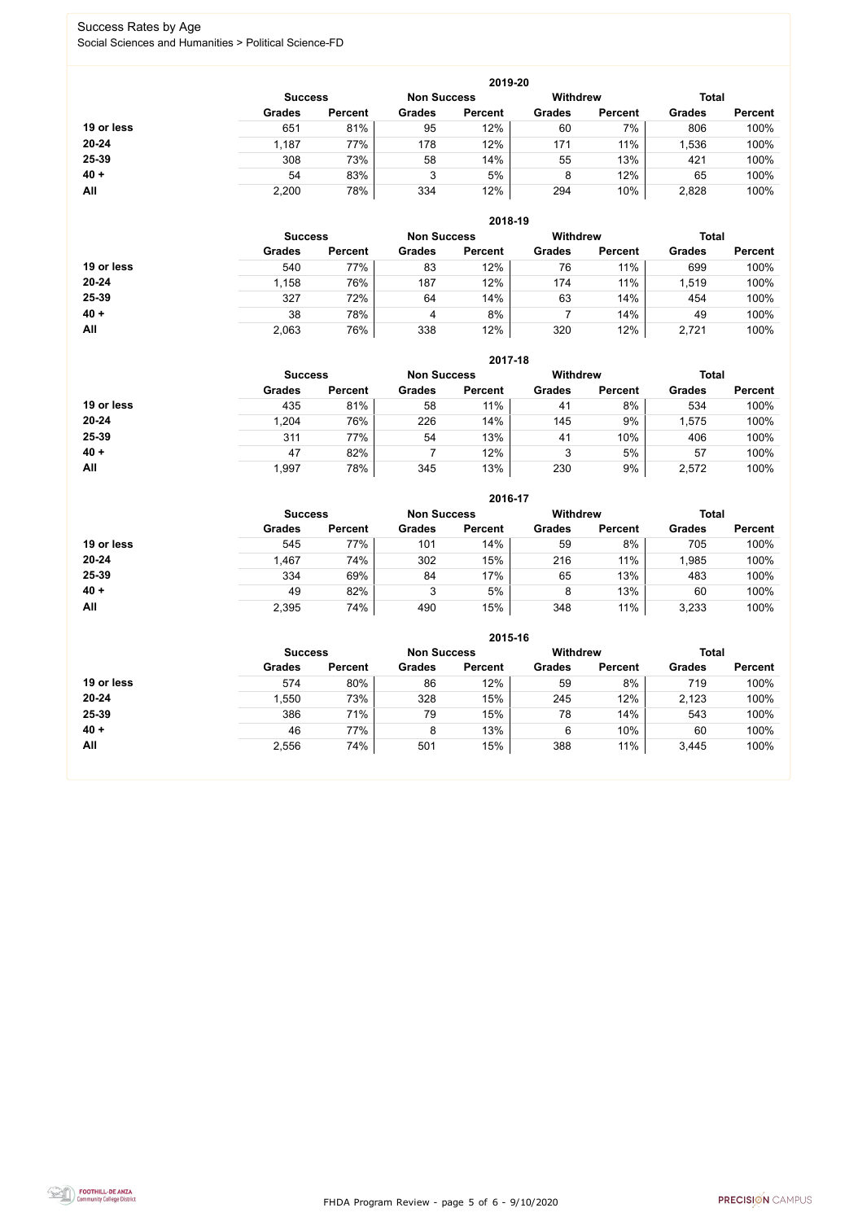# Success Rates by Age

Social Sciences and Humanities > Political Science-FD

### 2019-20

| | Success | | Non Success | | Withdrew | | Total | |
|---|---|---|---|---|---|---|---|---|
| | Grades | Percent | Grades | Percent | Grades | Percent | Grades | Percent |
| **19 or less** | 651 | 81% | 95 | 12% | 60 | 7% | 806 | 100% |
| **20-24** | 1,187 | 77% | 178 | 12% | 171 | 11% | 1,536 | 100% |
| **25-39** | 308 | 73% | 58 | 14% | 55 | 13% | 421 | 100% |
| **40 +** | 54 | 83% | 3 | 5% | 8 | 12% | 65 | 100% |
| **All** | 2,200 | 78% | 334 | 12% | 294 | 10% | 2,828 | 100% |

### 2018-19

| | Success | | Non Success | | Withdrew | | Total | |
|---|---|---|---|---|---|---|---|---|
| | Grades | Percent | Grades | Percent | Grades | Percent | Grades | Percent |
| **19 or less** | 540 | 77% | 83 | 12% | 76 | 11% | 699 | 100% |
| **20-24** | 1,158 | 76% | 187 | 12% | 174 | 11% | 1,519 | 100% |
| **25-39** | 327 | 72% | 64 | 14% | 63 | 14% | 454 | 100% |
| **40 +** | 38 | 78% | 4 | 8% | 7 | 14% | 49 | 100% |
| **All** | 2,063 | 76% | 338 | 12% | 320 | 12% | 2,721 | 100% |

### 2017-18

| | Success | | Non Success | | Withdrew | | Total | |
|---|---|---|---|---|---|---|---|---|
| | Grades | Percent | Grades | Percent | Grades | Percent | Grades | Percent |
| **19 or less** | 435 | 81% | 58 | 11% | 41 | 8% | 534 | 100% |
| **20-24** | 1,204 | 76% | 226 | 14% | 145 | 9% | 1,575 | 100% |
| **25-39** | 311 | 77% | 54 | 13% | 41 | 10% | 406 | 100% |
| **40 +** | 47 | 82% | 7 | 12% | 3 | 5% | 57 | 100% |
| **All** | 1,997 | 78% | 345 | 13% | 230 | 9% | 2,572 | 100% |

### 2016-17

| | Success | | Non Success | | Withdrew | | Total | |
|---|---|---|---|---|---|---|---|---|
| | Grades | Percent | Grades | Percent | Grades | Percent | Grades | Percent |
| **19 or less** | 545 | 77% | 101 | 14% | 59 | 8% | 705 | 100% |
| **20-24** | 1,467 | 74% | 302 | 15% | 216 | 11% | 1,985 | 100% |
| **25-39** | 334 | 69% | 84 | 17% | 65 | 13% | 483 | 100% |
| **40 +** | 49 | 82% | 3 | 5% | 8 | 13% | 60 | 100% |
| **All** | 2,395 | 74% | 490 | 15% | 348 | 11% | 3,233 | 100% |

### 2015-16

| | Success | | Non Success | | Withdrew | | Total | |
|---|---|---|---|---|---|---|---|---|
| | Grades | Percent | Grades | Percent | Grades | Percent | Grades | Percent |
| **19 or less** | 574 | 80% | 86 | 12% | 59 | 8% | 719 | 100% |
| **20-24** | 1,550 | 73% | 328 | 15% | 245 | 12% | 2,123 | 100% |
| **25-39** | 386 | 71% | 79 | 15% | 78 | 14% | 543 | 100% |
| **40 +** | 46 | 77% | 8 | 13% | 6 | 10% | 60 | 100% |
| **All** | 2,556 | 74% | 501 | 15% | 388 | 11% | 3,445 | 100% |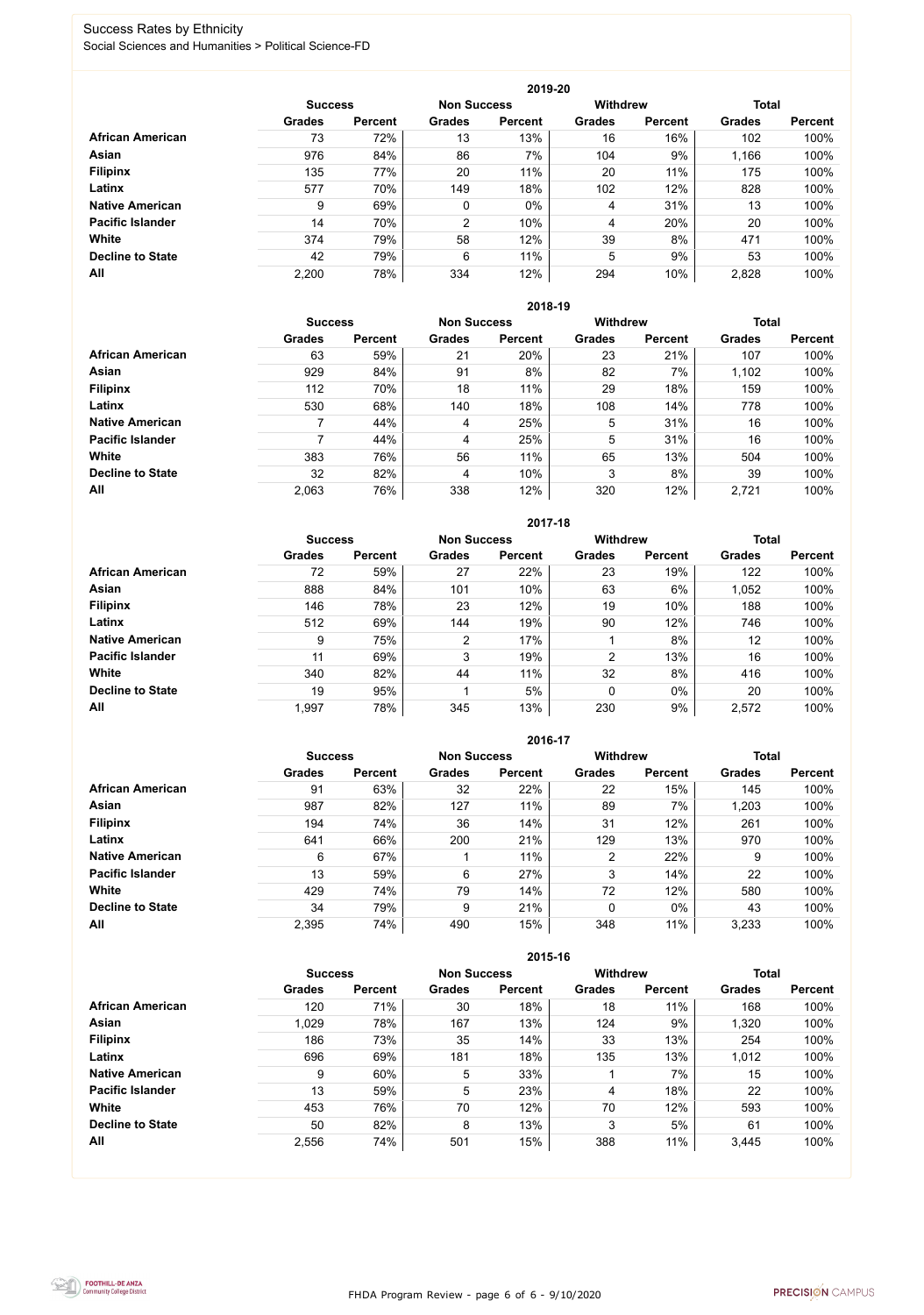# Success Rates by Ethnicity

Social Sciences and Humanities > Political Science-FD

## 2019-20

| | Success | | Non Success | | Withdrew | | Total | |
|---|---|---|---|---|---|---|---|---|
| | Grades | Percent | Grades | Percent | Grades | Percent | Grades | Percent |
| **African American** | 73 | 72% | 13 | 13% | 16 | 16% | 102 | 100% |
| **Asian** | 976 | 84% | 86 | 7% | 104 | 9% | 1,166 | 100% |
| **Filipinx** | 135 | 77% | 20 | 11% | 20 | 11% | 175 | 100% |
| **Latinx** | 577 | 70% | 149 | 18% | 102 | 12% | 828 | 100% |
| **Native American** | 9 | 69% | 0 | 0% | 4 | 31% | 13 | 100% |
| **Pacific Islander** | 14 | 70% | 2 | 10% | 4 | 20% | 20 | 100% |
| **White** | 374 | 79% | 58 | 12% | 39 | 8% | 471 | 100% |
| **Decline to State** | 42 | 79% | 6 | 11% | 5 | 9% | 53 | 100% |
| **All** | 2,200 | 78% | 334 | 12% | 294 | 10% | 2,828 | 100% |

## 2018-19

| | Success | | Non Success | | Withdrew | | Total | |
|---|---|---|---|---|---|---|---|---|
| | Grades | Percent | Grades | Percent | Grades | Percent | Grades | Percent |
| **African American** | 63 | 59% | 21 | 20% | 23 | 21% | 107 | 100% |
| **Asian** | 929 | 84% | 91 | 8% | 82 | 7% | 1,102 | 100% |
| **Filipinx** | 112 | 70% | 18 | 11% | 29 | 18% | 159 | 100% |
| **Latinx** | 530 | 68% | 140 | 18% | 108 | 14% | 778 | 100% |
| **Native American** | 7 | 44% | 4 | 25% | 5 | 31% | 16 | 100% |
| **Pacific Islander** | 7 | 44% | 4 | 25% | 5 | 31% | 16 | 100% |
| **White** | 383 | 76% | 56 | 11% | 65 | 13% | 504 | 100% |
| **Decline to State** | 32 | 82% | 4 | 10% | 3 | 8% | 39 | 100% |
| **All** | 2,063 | 76% | 338 | 12% | 320 | 12% | 2,721 | 100% |

## 2017-18

| | Success | | Non Success | | Withdrew | | Total | |
|---|---|---|---|---|---|---|---|---|
| | Grades | Percent | Grades | Percent | Grades | Percent | Grades | Percent |
| **African American** | 72 | 59% | 27 | 22% | 23 | 19% | 122 | 100% |
| **Asian** | 888 | 84% | 101 | 10% | 63 | 6% | 1,052 | 100% |
| **Filipinx** | 146 | 78% | 23 | 12% | 19 | 10% | 188 | 100% |
| **Latinx** | 512 | 69% | 144 | 19% | 90 | 12% | 746 | 100% |
| **Native American** | 9 | 75% | 2 | 17% | 1 | 8% | 12 | 100% |
| **Pacific Islander** | 11 | 69% | 3 | 19% | 2 | 13% | 16 | 100% |
| **White** | 340 | 82% | 44 | 11% | 32 | 8% | 416 | 100% |
| **Decline to State** | 19 | 95% | 1 | 5% | 0 | 0% | 20 | 100% |
| **All** | 1,997 | 78% | 345 | 13% | 230 | 9% | 2,572 | 100% |

## 2016-17

| | Success | | Non Success | | Withdrew | | Total | |
|---|---|---|---|---|---|---|---|---|
| | Grades | Percent | Grades | Percent | Grades | Percent | Grades | Percent |
| **African American** | 91 | 63% | 32 | 22% | 22 | 15% | 145 | 100% |
| **Asian** | 987 | 82% | 127 | 11% | 89 | 7% | 1,203 | 100% |
| **Filipinx** | 194 | 74% | 36 | 14% | 31 | 12% | 261 | 100% |
| **Latinx** | 641 | 66% | 200 | 21% | 129 | 13% | 970 | 100% |
| **Native American** | 6 | 67% | 1 | 11% | 2 | 22% | 9 | 100% |
| **Pacific Islander** | 13 | 59% | 6 | 27% | 3 | 14% | 22 | 100% |
| **White** | 429 | 74% | 79 | 14% | 72 | 12% | 580 | 100% |
| **Decline to State** | 34 | 79% | 9 | 21% | 0 | 0% | 43 | 100% |
| **All** | 2,395 | 74% | 490 | 15% | 348 | 11% | 3,233 | 100% |

## 2015-16

| | Success | | Non Success | | Withdrew | | Total | |
|---|---|---|---|---|---|---|---|---|
| | Grades | Percent | Grades | Percent | Grades | Percent | Grades | Percent |
| **African American** | 120 | 71% | 30 | 18% | 18 | 11% | 168 | 100% |
| **Asian** | 1,029 | 78% | 167 | 13% | 124 | 9% | 1,320 | 100% |
| **Filipinx** | 186 | 73% | 35 | 14% | 33 | 13% | 254 | 100% |
| **Latinx** | 696 | 69% | 181 | 18% | 135 | 13% | 1,012 | 100% |
| **Native American** | 9 | 60% | 5 | 33% | 1 | 7% | 15 | 100% |
| **Pacific Islander** | 13 | 59% | 5 | 23% | 4 | 18% | 22 | 100% |
| **White** | 453 | 76% | 70 | 12% | 70 | 12% | 593 | 100% |
| **Decline to State** | 50 | 82% | 8 | 13% | 3 | 5% | 61 | 100% |
| **All** | 2,556 | 74% | 501 | 15% | 388 | 11% | 3,445 | 100% |